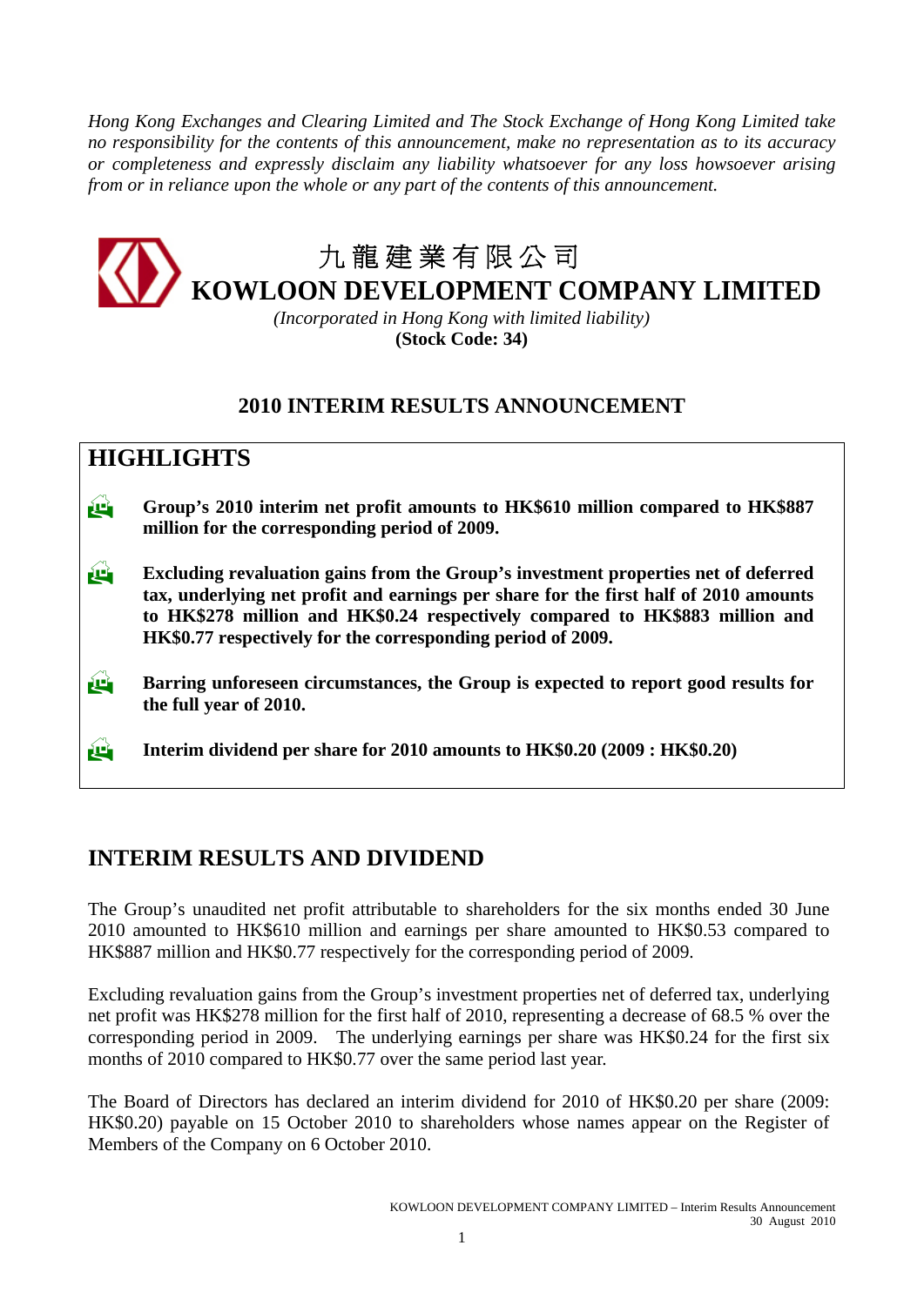*Hong Kong Exchanges and Clearing Limited and The Stock Exchange of Hong Kong Limited take no responsibility for the contents of this announcement, make no representation as to its accuracy or completeness and expressly disclaim any liability whatsoever for any loss howsoever arising from or in reliance upon the whole or any part of the contents of this announcement.*

# 九龍建業有限公司
# KOWLOON DEVELOPMENT COMPANY LIMITED

*(Incorporated in Hong Kong with limited liability)*
**(Stock Code: 34)**

## 2010 INTERIM RESULTS ANNOUNCEMENT

## HIGHLIGHTS

- **Group's 2010 interim net profit amounts to HK$610 million compared to HK$887 million for the corresponding period of 2009.**
- **Excluding revaluation gains from the Group's investment properties net of deferred tax, underlying net profit and earnings per share for the first half of 2010 amounts to HK$278 million and HK$0.24 respectively compared to HK$883 million and HK$0.77 respectively for the corresponding period of 2009.**
- **Barring unforeseen circumstances, the Group is expected to report good results for the full year of 2010.**
- **Interim dividend per share for 2010 amounts to HK$0.20 (2009 : HK$0.20)**

## INTERIM RESULTS AND DIVIDEND

The Group's unaudited net profit attributable to shareholders for the six months ended 30 June 2010 amounted to HK$610 million and earnings per share amounted to HK$0.53 compared to HK$887 million and HK$0.77 respectively for the corresponding period of 2009.

Excluding revaluation gains from the Group's investment properties net of deferred tax, underlying net profit was HK$278 million for the first half of 2010, representing a decrease of 68.5 % over the corresponding period in 2009. The underlying earnings per share was HK$0.24 for the first six months of 2010 compared to HK$0.77 over the same period last year.

The Board of Directors has declared an interim dividend for 2010 of HK$0.20 per share (2009: HK$0.20) payable on 15 October 2010 to shareholders whose names appear on the Register of Members of the Company on 6 October 2010.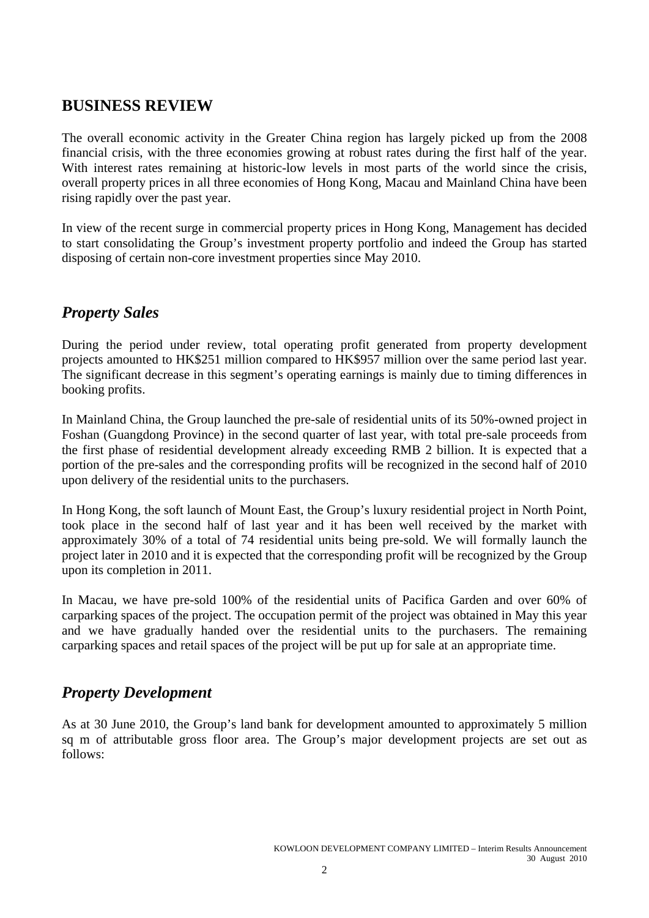## BUSINESS REVIEW

The overall economic activity in the Greater China region has largely picked up from the 2008 financial crisis, with the three economies growing at robust rates during the first half of the year. With interest rates remaining at historic-low levels in most parts of the world since the crisis, overall property prices in all three economies of Hong Kong, Macau and Mainland China have been rising rapidly over the past year.

In view of the recent surge in commercial property prices in Hong Kong, Management has decided to start consolidating the Group's investment property portfolio and indeed the Group has started disposing of certain non-core investment properties since May 2010.

## *Property Sales*

During the period under review, total operating profit generated from property development projects amounted to HK$251 million compared to HK$957 million over the same period last year. The significant decrease in this segment's operating earnings is mainly due to timing differences in booking profits.

In Mainland China, the Group launched the pre-sale of residential units of its 50%-owned project in Foshan (Guangdong Province) in the second quarter of last year, with total pre-sale proceeds from the first phase of residential development already exceeding RMB 2 billion. It is expected that a portion of the pre-sales and the corresponding profits will be recognized in the second half of 2010 upon delivery of the residential units to the purchasers.

In Hong Kong, the soft launch of Mount East, the Group's luxury residential project in North Point, took place in the second half of last year and it has been well received by the market with approximately 30% of a total of 74 residential units being pre-sold. We will formally launch the project later in 2010 and it is expected that the corresponding profit will be recognized by the Group upon its completion in 2011.

In Macau, we have pre-sold 100% of the residential units of Pacifica Garden and over 60% of carparking spaces of the project. The occupation permit of the project was obtained in May this year and we have gradually handed over the residential units to the purchasers. The remaining carparking spaces and retail spaces of the project will be put up for sale at an appropriate time.

## *Property Development*

As at 30 June 2010, the Group's land bank for development amounted to approximately 5 million sq m of attributable gross floor area. The Group's major development projects are set out as follows: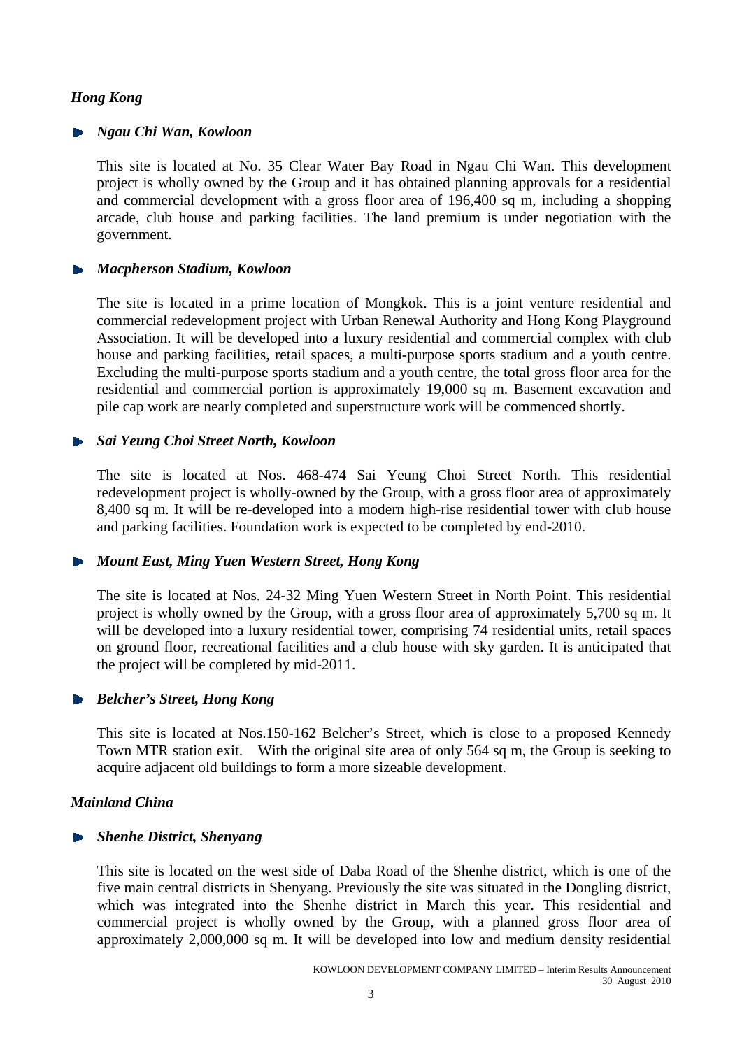### *Hong Kong*

- ***Ngau Chi Wan, Kowloon***

  This site is located at No. 35 Clear Water Bay Road in Ngau Chi Wan. This development project is wholly owned by the Group and it has obtained planning approvals for a residential and commercial development with a gross floor area of 196,400 sq m, including a shopping arcade, club house and parking facilities. The land premium is under negotiation with the government.

- ***Macpherson Stadium, Kowloon***

  The site is located in a prime location of Mongkok. This is a joint venture residential and commercial redevelopment project with Urban Renewal Authority and Hong Kong Playground Association. It will be developed into a luxury residential and commercial complex with club house and parking facilities, retail spaces, a multi-purpose sports stadium and a youth centre. Excluding the multi-purpose sports stadium and a youth centre, the total gross floor area for the residential and commercial portion is approximately 19,000 sq m. Basement excavation and pile cap work are nearly completed and superstructure work will be commenced shortly.

- ***Sai Yeung Choi Street North, Kowloon***

  The site is located at Nos. 468-474 Sai Yeung Choi Street North. This residential redevelopment project is wholly-owned by the Group, with a gross floor area of approximately 8,400 sq m. It will be re-developed into a modern high-rise residential tower with club house and parking facilities. Foundation work is expected to be completed by end-2010.

- ***Mount East, Ming Yuen Western Street, Hong Kong***

  The site is located at Nos. 24-32 Ming Yuen Western Street in North Point. This residential project is wholly owned by the Group, with a gross floor area of approximately 5,700 sq m. It will be developed into a luxury residential tower, comprising 74 residential units, retail spaces on ground floor, recreational facilities and a club house with sky garden. It is anticipated that the project will be completed by mid-2011.

- ***Belcher's Street, Hong Kong***

  This site is located at Nos.150-162 Belcher's Street, which is close to a proposed Kennedy Town MTR station exit. With the original site area of only 564 sq m, the Group is seeking to acquire adjacent old buildings to form a more sizeable development.

### *Mainland China*

- ***Shenhe District, Shenyang***

  This site is located on the west side of Daba Road of the Shenhe district, which is one of the five main central districts in Shenyang. Previously the site was situated in the Dongling district, which was integrated into the Shenhe district in March this year. This residential and commercial project is wholly owned by the Group, with a planned gross floor area of approximately 2,000,000 sq m. It will be developed into low and medium density residential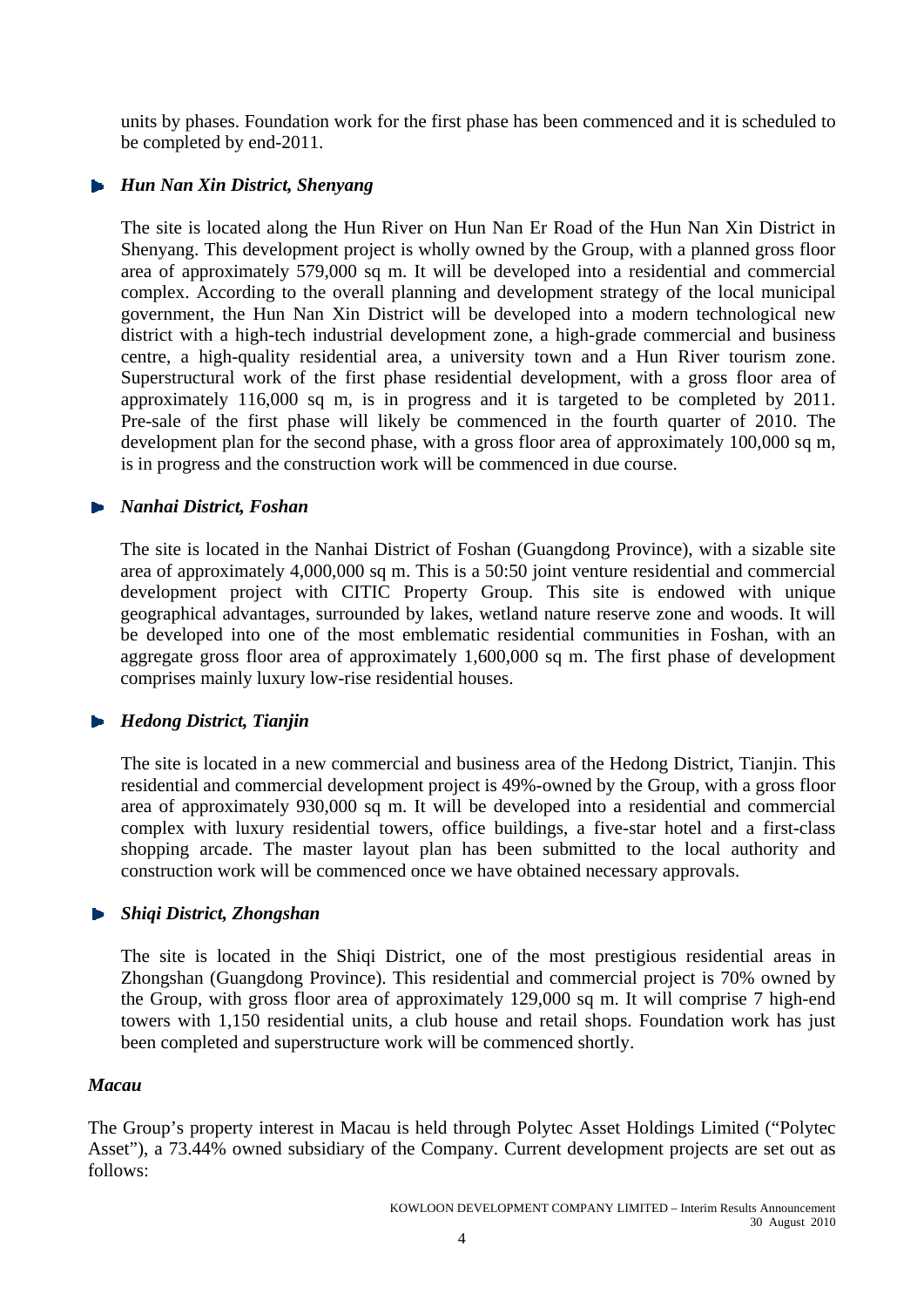units by phases. Foundation work for the first phase has been commenced and it is scheduled to be completed by end-2011.

- ***Hun Nan Xin District, Shenyang***

  The site is located along the Hun River on Hun Nan Er Road of the Hun Nan Xin District in Shenyang. This development project is wholly owned by the Group, with a planned gross floor area of approximately 579,000 sq m. It will be developed into a residential and commercial complex. According to the overall planning and development strategy of the local municipal government, the Hun Nan Xin District will be developed into a modern technological new district with a high-tech industrial development zone, a high-grade commercial and business centre, a high-quality residential area, a university town and a Hun River tourism zone. Superstructural work of the first phase residential development, with a gross floor area of approximately 116,000 sq m, is in progress and it is targeted to be completed by 2011. Pre-sale of the first phase will likely be commenced in the fourth quarter of 2010. The development plan for the second phase, with a gross floor area of approximately 100,000 sq m, is in progress and the construction work will be commenced in due course.

- ***Nanhai District, Foshan***

  The site is located in the Nanhai District of Foshan (Guangdong Province), with a sizable site area of approximately 4,000,000 sq m. This is a 50:50 joint venture residential and commercial development project with CITIC Property Group. This site is endowed with unique geographical advantages, surrounded by lakes, wetland nature reserve zone and woods. It will be developed into one of the most emblematic residential communities in Foshan, with an aggregate gross floor area of approximately 1,600,000 sq m. The first phase of development comprises mainly luxury low-rise residential houses.

- ***Hedong District, Tianjin***

  The site is located in a new commercial and business area of the Hedong District, Tianjin. This residential and commercial development project is 49%-owned by the Group, with a gross floor area of approximately 930,000 sq m. It will be developed into a residential and commercial complex with luxury residential towers, office buildings, a five-star hotel and a first-class shopping arcade. The master layout plan has been submitted to the local authority and construction work will be commenced once we have obtained necessary approvals.

- ***Shiqi District, Zhongshan***

  The site is located in the Shiqi District, one of the most prestigious residential areas in Zhongshan (Guangdong Province). This residential and commercial project is 70% owned by the Group, with gross floor area of approximately 129,000 sq m. It will comprise 7 high-end towers with 1,150 residential units, a club house and retail shops. Foundation work has just been completed and superstructure work will be commenced shortly.

***Macau***

The Group's property interest in Macau is held through Polytec Asset Holdings Limited ("Polytec Asset"), a 73.44% owned subsidiary of the Company. Current development projects are set out as follows: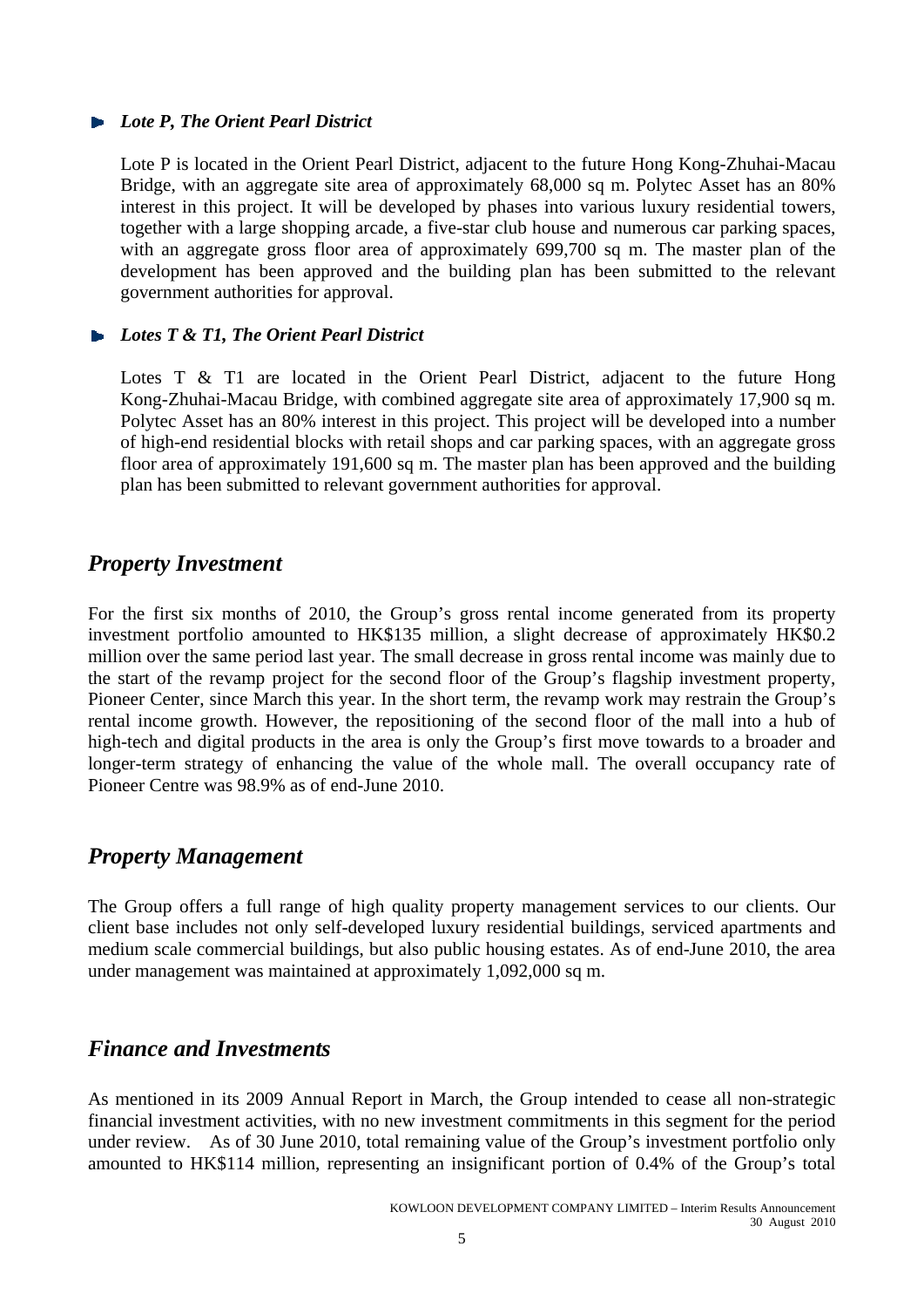- ***Lote P, The Orient Pearl District***

  Lote P is located in the Orient Pearl District, adjacent to the future Hong Kong-Zhuhai-Macau Bridge, with an aggregate site area of approximately 68,000 sq m. Polytec Asset has an 80% interest in this project. It will be developed by phases into various luxury residential towers, together with a large shopping arcade, a five-star club house and numerous car parking spaces, with an aggregate gross floor area of approximately 699,700 sq m. The master plan of the development has been approved and the building plan has been submitted to the relevant government authorities for approval.

- ***Lotes T & T1, The Orient Pearl District***

  Lotes T & T1 are located in the Orient Pearl District, adjacent to the future Hong Kong-Zhuhai-Macau Bridge, with combined aggregate site area of approximately 17,900 sq m. Polytec Asset has an 80% interest in this project. This project will be developed into a number of high-end residential blocks with retail shops and car parking spaces, with an aggregate gross floor area of approximately 191,600 sq m. The master plan has been approved and the building plan has been submitted to relevant government authorities for approval.

## *Property Investment*

For the first six months of 2010, the Group's gross rental income generated from its property investment portfolio amounted to HK$135 million, a slight decrease of approximately HK$0.2 million over the same period last year. The small decrease in gross rental income was mainly due to the start of the revamp project for the second floor of the Group's flagship investment property, Pioneer Center, since March this year. In the short term, the revamp work may restrain the Group's rental income growth. However, the repositioning of the second floor of the mall into a hub of high-tech and digital products in the area is only the Group's first move towards to a broader and longer-term strategy of enhancing the value of the whole mall. The overall occupancy rate of Pioneer Centre was 98.9% as of end-June 2010.

## *Property Management*

The Group offers a full range of high quality property management services to our clients. Our client base includes not only self-developed luxury residential buildings, serviced apartments and medium scale commercial buildings, but also public housing estates. As of end-June 2010, the area under management was maintained at approximately 1,092,000 sq m.

## *Finance and Investments*

As mentioned in its 2009 Annual Report in March, the Group intended to cease all non-strategic financial investment activities, with no new investment commitments in this segment for the period under review. As of 30 June 2010, total remaining value of the Group's investment portfolio only amounted to HK$114 million, representing an insignificant portion of 0.4% of the Group's total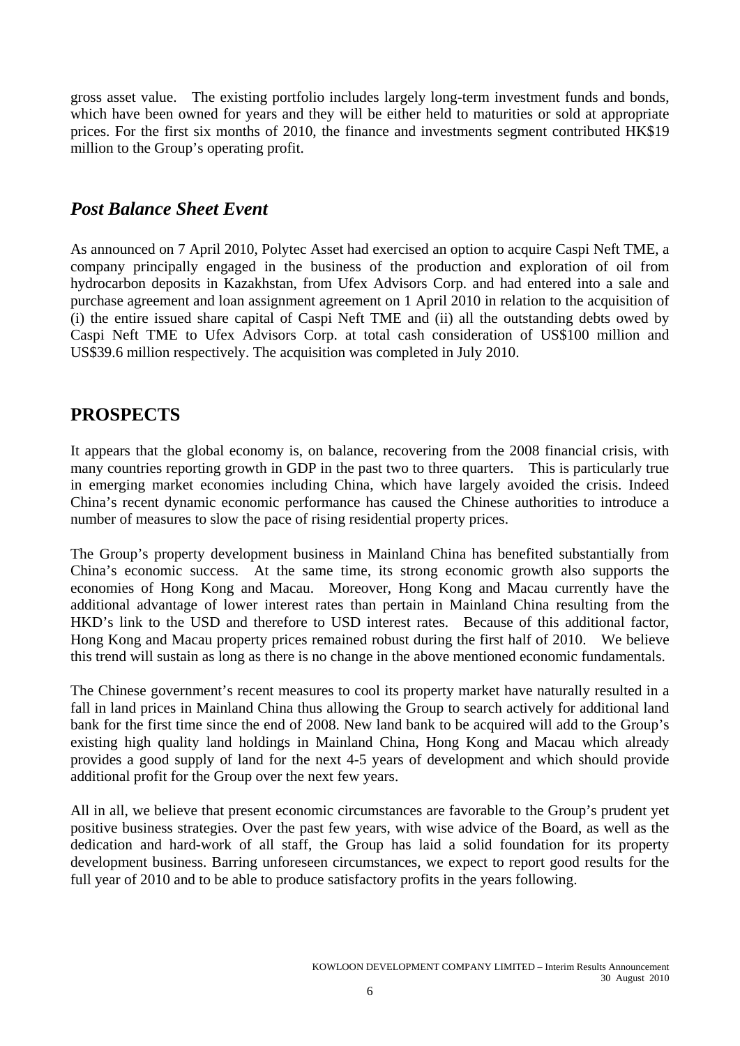gross asset value. The existing portfolio includes largely long-term investment funds and bonds, which have been owned for years and they will be either held to maturities or sold at appropriate prices. For the first six months of 2010, the finance and investments segment contributed HK$19 million to the Group's operating profit.

## *Post Balance Sheet Event*

As announced on 7 April 2010, Polytec Asset had exercised an option to acquire Caspi Neft TME, a company principally engaged in the business of the production and exploration of oil from hydrocarbon deposits in Kazakhstan, from Ufex Advisors Corp. and had entered into a sale and purchase agreement and loan assignment agreement on 1 April 2010 in relation to the acquisition of (i) the entire issued share capital of Caspi Neft TME and (ii) all the outstanding debts owed by Caspi Neft TME to Ufex Advisors Corp. at total cash consideration of US$100 million and US$39.6 million respectively. The acquisition was completed in July 2010.

# PROSPECTS

It appears that the global economy is, on balance, recovering from the 2008 financial crisis, with many countries reporting growth in GDP in the past two to three quarters. This is particularly true in emerging market economies including China, which have largely avoided the crisis. Indeed China's recent dynamic economic performance has caused the Chinese authorities to introduce a number of measures to slow the pace of rising residential property prices.

The Group's property development business in Mainland China has benefited substantially from China's economic success. At the same time, its strong economic growth also supports the economies of Hong Kong and Macau. Moreover, Hong Kong and Macau currently have the additional advantage of lower interest rates than pertain in Mainland China resulting from the HKD's link to the USD and therefore to USD interest rates. Because of this additional factor, Hong Kong and Macau property prices remained robust during the first half of 2010. We believe this trend will sustain as long as there is no change in the above mentioned economic fundamentals.

The Chinese government's recent measures to cool its property market have naturally resulted in a fall in land prices in Mainland China thus allowing the Group to search actively for additional land bank for the first time since the end of 2008. New land bank to be acquired will add to the Group's existing high quality land holdings in Mainland China, Hong Kong and Macau which already provides a good supply of land for the next 4-5 years of development and which should provide additional profit for the Group over the next few years.

All in all, we believe that present economic circumstances are favorable to the Group's prudent yet positive business strategies. Over the past few years, with wise advice of the Board, as well as the dedication and hard-work of all staff, the Group has laid a solid foundation for its property development business. Barring unforeseen circumstances, we expect to report good results for the full year of 2010 and to be able to produce satisfactory profits in the years following.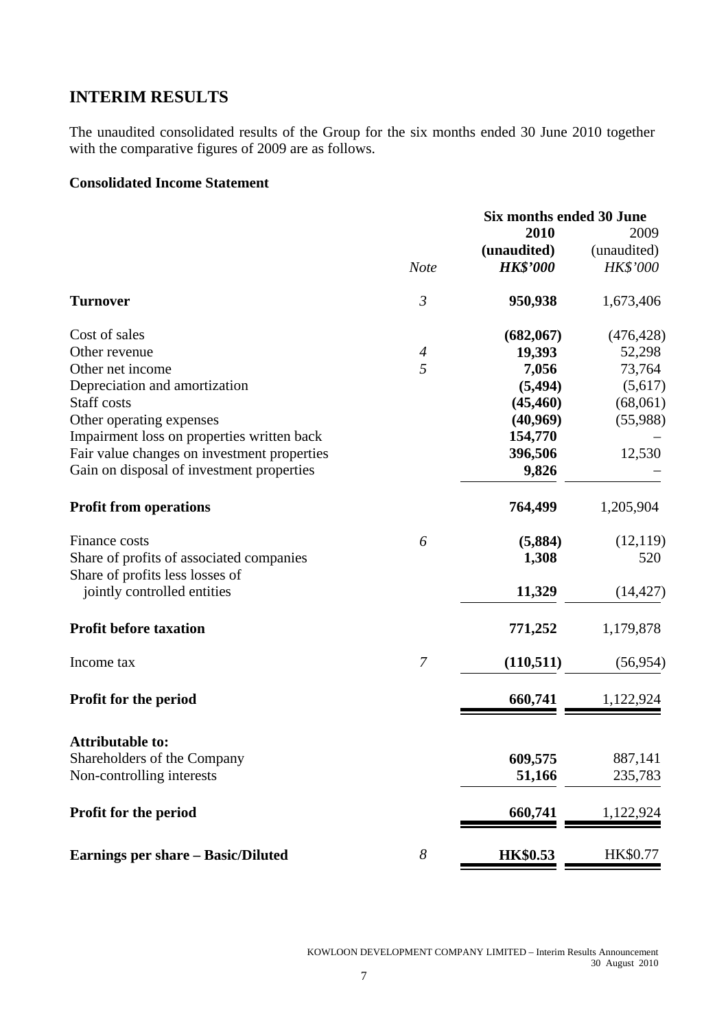## INTERIM RESULTS

The unaudited consolidated results of the Group for the six months ended 30 June 2010 together with the comparative figures of 2009 are as follows.

### Consolidated Income Statement

| | | Six months ended 30 June | |
|---|---|---|---|
| | | **2010** | 2009 |
| | | **(unaudited)** | (unaudited) |
| | *Note* | ***HK$'000*** | *HK$'000* |
| **Turnover** | *3* | **950,938** | 1,673,406 |
| Cost of sales | | **(682,067)** | (476,428) |
| Other revenue | *4* | **19,393** | 52,298 |
| Other net income | *5* | **7,056** | 73,764 |
| Depreciation and amortization | | **(5,494)** | (5,617) |
| Staff costs | | **(45,460)** | (68,061) |
| Other operating expenses | | **(40,969)** | (55,988) |
| Impairment loss on properties written back | | **154,770** | – |
| Fair value changes on investment properties | | **396,506** | 12,530 |
| Gain on disposal of investment properties | | **9,826** | – |
| **Profit from operations** | | **764,499** | 1,205,904 |
| Finance costs | *6* | **(5,884)** | (12,119) |
| Share of profits of associated companies | | **1,308** | 520 |
| Share of profits less losses of jointly controlled entities | | **11,329** | (14,427) |
| **Profit before taxation** | | **771,252** | 1,179,878 |
| Income tax | *7* | **(110,511)** | (56,954) |
| **Profit for the period** | | **660,741** | 1,122,924 |
| **Attributable to:** | | | |
| Shareholders of the Company | | **609,575** | 887,141 |
| Non-controlling interests | | **51,166** | 235,783 |
| **Profit for the period** | | **660,741** | 1,122,924 |
| **Earnings per share – Basic/Diluted** | *8* | **HK$0.53** | HK$0.77 |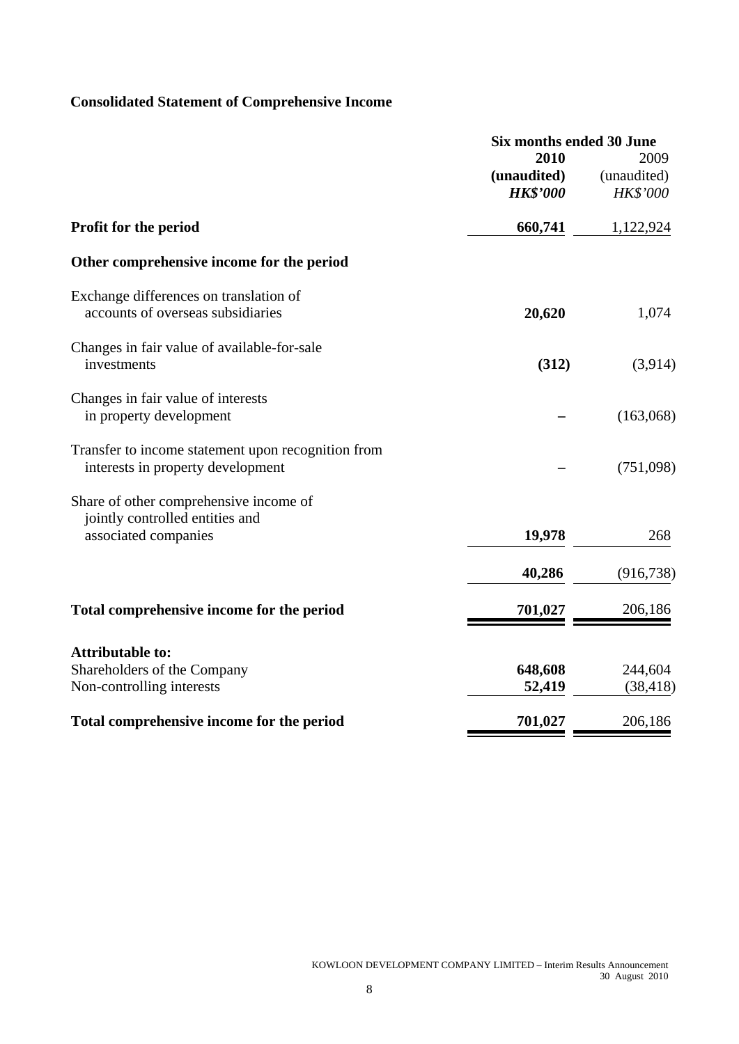## Consolidated Statement of Comprehensive Income

| | Six months ended 30 June | |
|---|---|---|
| | **2010** | 2009 |
| | **(unaudited)** | (unaudited) |
| | ***HK$'000*** | *HK$'000* |
| **Profit for the period** | **660,741** | 1,122,924 |
| **Other comprehensive income for the period** | | |
| Exchange differences on translation of accounts of overseas subsidiaries | **20,620** | 1,074 |
| Changes in fair value of available-for-sale investments | **(312)** | (3,914) |
| Changes in fair value of interests in property development | **–** | (163,068) |
| Transfer to income statement upon recognition from interests in property development | **–** | (751,098) |
| Share of other comprehensive income of jointly controlled entities and associated companies | **19,978** | 268 |
| | **40,286** | (916,738) |
| **Total comprehensive income for the period** | **701,027** | 206,186 |
| **Attributable to:** | | |
| Shareholders of the Company | **648,608** | 244,604 |
| Non-controlling interests | **52,419** | (38,418) |
| **Total comprehensive income for the period** | **701,027** | 206,186 |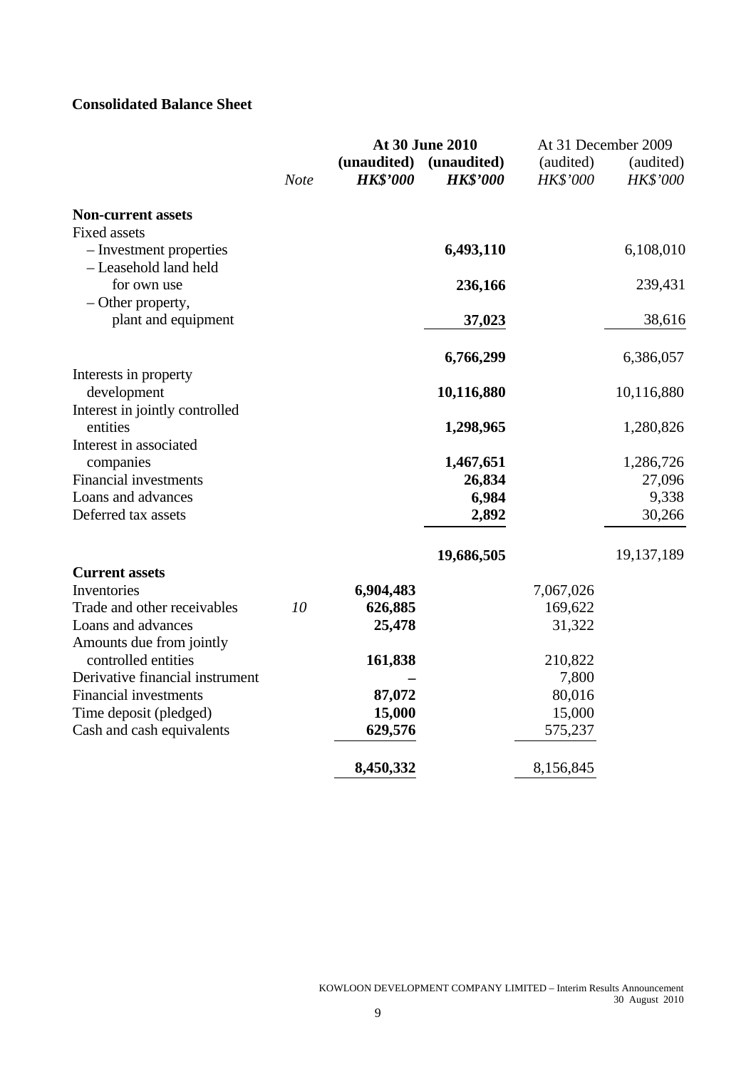## Consolidated Balance Sheet

| | Note | At 30 June 2010 | | At 31 December 2009 | |
|---|---|---|---|---|---|
| | | (unaudited) | (unaudited) | (audited) | (audited) |
| | | *HK$'000* | *HK$'000* | *HK$'000* | *HK$'000* |
| **Non-current assets** | | | | | |
| Fixed assets | | | | | |
| – Investment properties | | | **6,493,110** | | 6,108,010 |
| – Leasehold land held for own use | | | **236,166** | | 239,431 |
| – Other property, plant and equipment | | | **37,023** | | 38,616 |
| | | | **6,766,299** | | 6,386,057 |
| Interests in property development | | | **10,116,880** | | 10,116,880 |
| Interest in jointly controlled entities | | | **1,298,965** | | 1,280,826 |
| Interest in associated companies | | | **1,467,651** | | 1,286,726 |
| Financial investments | | | **26,834** | | 27,096 |
| Loans and advances | | | **6,984** | | 9,338 |
| Deferred tax assets | | | **2,892** | | 30,266 |
| | | | **19,686,505** | | 19,137,189 |
| **Current assets** | | | | | |
| Inventories | | **6,904,483** | | 7,067,026 | |
| Trade and other receivables | *10* | **626,885** | | 169,622 | |
| Loans and advances | | **25,478** | | 31,322 | |
| Amounts due from jointly controlled entities | | **161,838** | | 210,822 | |
| Derivative financial instrument | | **–** | | 7,800 | |
| Financial investments | | **87,072** | | 80,016 | |
| Time deposit (pledged) | | **15,000** | | 15,000 | |
| Cash and cash equivalents | | **629,576** | | 575,237 | |
| | | **8,450,332** | | 8,156,845 | |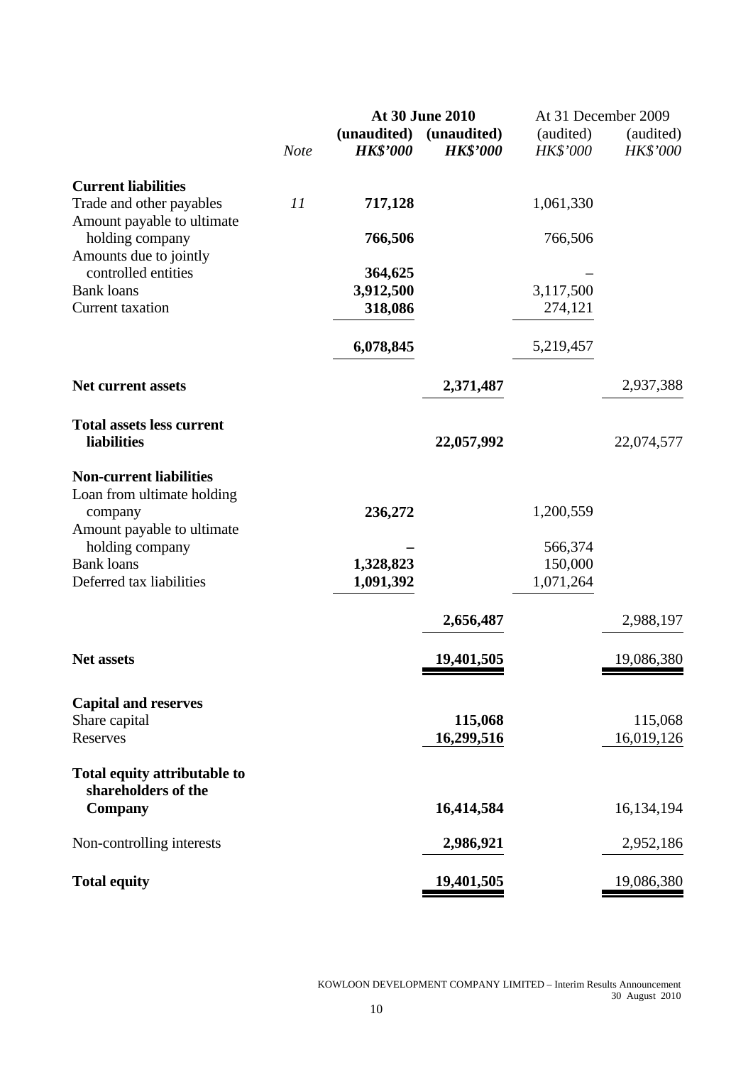| | Note | At 30 June 2010 (unaudited) HK$'000 | At 30 June 2010 (unaudited) HK$'000 | At 31 December 2009 (audited) HK$'000 | At 31 December 2009 (audited) HK$'000 |
|---|---|---|---|---|---|
| **Current liabilities** | | | | | |
| Trade and other payables | 11 | **717,128** | | 1,061,330 | |
| Amount payable to ultimate holding company | | **766,506** | | 766,506 | |
| Amounts due to jointly controlled entities | | **364,625** | | – | |
| Bank loans | | **3,912,500** | | 3,117,500 | |
| Current taxation | | **318,086** | | 274,121 | |
| | | **6,078,845** | | 5,219,457 | |
| **Net current assets** | | | **2,371,487** | | 2,937,388 |
| **Total assets less current liabilities** | | | **22,057,992** | | 22,074,577 |
| **Non-current liabilities** | | | | | |
| Loan from ultimate holding company | | **236,272** | | 1,200,559 | |
| Amount payable to ultimate holding company | | **–** | | 566,374 | |
| Bank loans | | **1,328,823** | | 150,000 | |
| Deferred tax liabilities | | **1,091,392** | | 1,071,264 | |
| | | | **2,656,487** | | 2,988,197 |
| **Net assets** | | | **19,401,505** | | 19,086,380 |
| **Capital and reserves** | | | | | |
| Share capital | | | **115,068** | | 115,068 |
| Reserves | | | **16,299,516** | | 16,019,126 |
| **Total equity attributable to shareholders of the Company** | | | **16,414,584** | | 16,134,194 |
| Non-controlling interests | | | **2,986,921** | | 2,952,186 |
| **Total equity** | | | **19,401,505** | | 19,086,380 |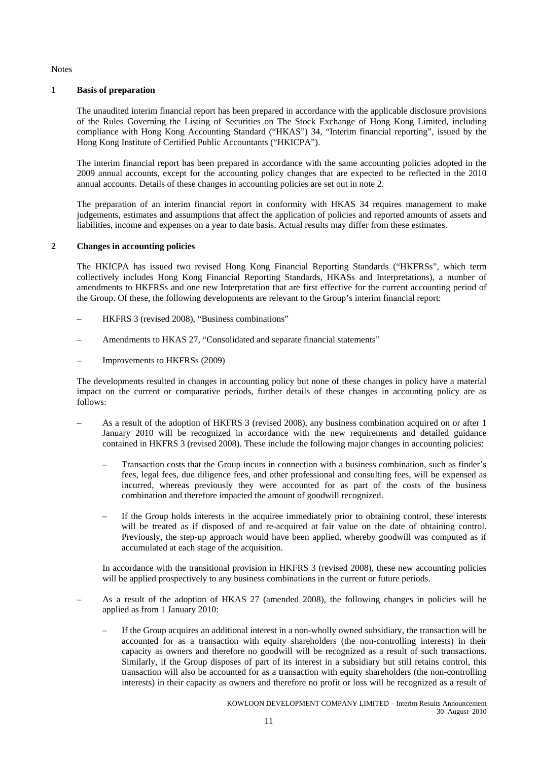Notes

## 1 Basis of preparation

The unaudited interim financial report has been prepared in accordance with the applicable disclosure provisions of the Rules Governing the Listing of Securities on The Stock Exchange of Hong Kong Limited, including compliance with Hong Kong Accounting Standard ("HKAS") 34, "Interim financial reporting", issued by the Hong Kong Institute of Certified Public Accountants ("HKICPA").

The interim financial report has been prepared in accordance with the same accounting policies adopted in the 2009 annual accounts, except for the accounting policy changes that are expected to be reflected in the 2010 annual accounts. Details of these changes in accounting policies are set out in note 2.

The preparation of an interim financial report in conformity with HKAS 34 requires management to make judgements, estimates and assumptions that affect the application of policies and reported amounts of assets and liabilities, income and expenses on a year to date basis. Actual results may differ from these estimates.

## 2 Changes in accounting policies

The HKICPA has issued two revised Hong Kong Financial Reporting Standards ("HKFRSs", which term collectively includes Hong Kong Financial Reporting Standards, HKASs and Interpretations), a number of amendments to HKFRSs and one new Interpretation that are first effective for the current accounting period of the Group. Of these, the following developments are relevant to the Group's interim financial report:

- HKFRS 3 (revised 2008), "Business combinations"
- Amendments to HKAS 27, "Consolidated and separate financial statements"
- Improvements to HKFRSs (2009)

The developments resulted in changes in accounting policy but none of these changes in policy have a material impact on the current or comparative periods, further details of these changes in accounting policy are as follows:

- As a result of the adoption of HKFRS 3 (revised 2008), any business combination acquired on or after 1 January 2010 will be recognized in accordance with the new requirements and detailed guidance contained in HKFRS 3 (revised 2008). These include the following major changes in accounting policies:
  - Transaction costs that the Group incurs in connection with a business combination, such as finder's fees, legal fees, due diligence fees, and other professional and consulting fees, will be expensed as incurred, whereas previously they were accounted for as part of the costs of the business combination and therefore impacted the amount of goodwill recognized.
  - If the Group holds interests in the acquiree immediately prior to obtaining control, these interests will be treated as if disposed of and re-acquired at fair value on the date of obtaining control. Previously, the step-up approach would have been applied, whereby goodwill was computed as if accumulated at each stage of the acquisition.

  In accordance with the transitional provision in HKFRS 3 (revised 2008), these new accounting policies will be applied prospectively to any business combinations in the current or future periods.

- As a result of the adoption of HKAS 27 (amended 2008), the following changes in policies will be applied as from 1 January 2010:
  - If the Group acquires an additional interest in a non-wholly owned subsidiary, the transaction will be accounted for as a transaction with equity shareholders (the non-controlling interests) in their capacity as owners and therefore no goodwill will be recognized as a result of such transactions. Similarly, if the Group disposes of part of its interest in a subsidiary but still retains control, this transaction will also be accounted for as a transaction with equity shareholders (the non-controlling interests) in their capacity as owners and therefore no profit or loss will be recognized as a result of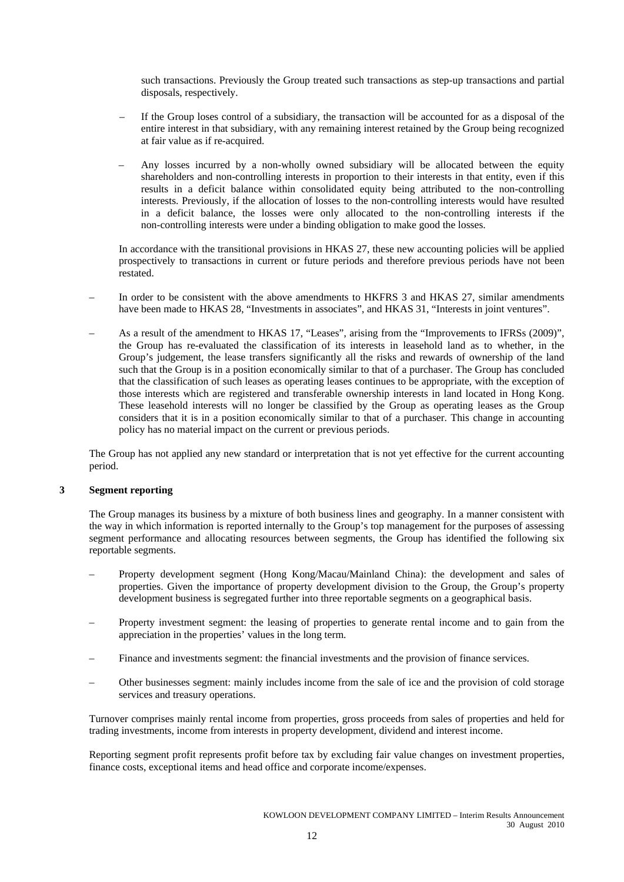such transactions. Previously the Group treated such transactions as step-up transactions and partial disposals, respectively.

– If the Group loses control of a subsidiary, the transaction will be accounted for as a disposal of the entire interest in that subsidiary, with any remaining interest retained by the Group being recognized at fair value as if re-acquired.

– Any losses incurred by a non-wholly owned subsidiary will be allocated between the equity shareholders and non-controlling interests in proportion to their interests in that entity, even if this results in a deficit balance within consolidated equity being attributed to the non-controlling interests. Previously, if the allocation of losses to the non-controlling interests would have resulted in a deficit balance, the losses were only allocated to the non-controlling interests if the non-controlling interests were under a binding obligation to make good the losses.

In accordance with the transitional provisions in HKAS 27, these new accounting policies will be applied prospectively to transactions in current or future periods and therefore previous periods have not been restated.

– In order to be consistent with the above amendments to HKFRS 3 and HKAS 27, similar amendments have been made to HKAS 28, "Investments in associates", and HKAS 31, "Interests in joint ventures".

– As a result of the amendment to HKAS 17, "Leases", arising from the "Improvements to IFRSs (2009)", the Group has re-evaluated the classification of its interests in leasehold land as to whether, in the Group's judgement, the lease transfers significantly all the risks and rewards of ownership of the land such that the Group is in a position economically similar to that of a purchaser. The Group has concluded that the classification of such leases as operating leases continues to be appropriate, with the exception of those interests which are registered and transferable ownership interests in land located in Hong Kong. These leasehold interests will no longer be classified by the Group as operating leases as the Group considers that it is in a position economically similar to that of a purchaser. This change in accounting policy has no material impact on the current or previous periods.

The Group has not applied any new standard or interpretation that is not yet effective for the current accounting period.

## 3 Segment reporting

The Group manages its business by a mixture of both business lines and geography. In a manner consistent with the way in which information is reported internally to the Group's top management for the purposes of assessing segment performance and allocating resources between segments, the Group has identified the following six reportable segments.

– Property development segment (Hong Kong/Macau/Mainland China): the development and sales of properties. Given the importance of property development division to the Group, the Group's property development business is segregated further into three reportable segments on a geographical basis.

– Property investment segment: the leasing of properties to generate rental income and to gain from the appreciation in the properties' values in the long term.

– Finance and investments segment: the financial investments and the provision of finance services.

– Other businesses segment: mainly includes income from the sale of ice and the provision of cold storage services and treasury operations.

Turnover comprises mainly rental income from properties, gross proceeds from sales of properties and held for trading investments, income from interests in property development, dividend and interest income.

Reporting segment profit represents profit before tax by excluding fair value changes on investment properties, finance costs, exceptional items and head office and corporate income/expenses.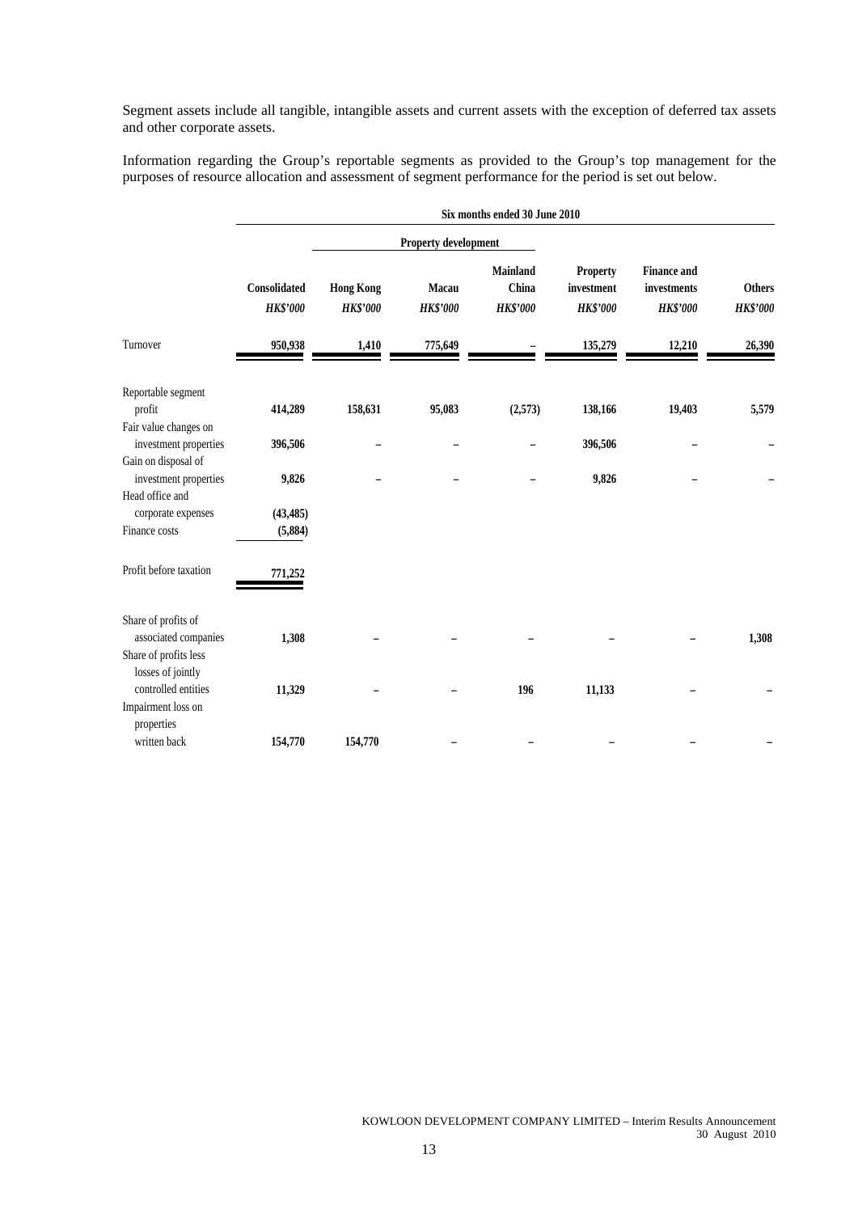Segment assets include all tangible, intangible assets and current assets with the exception of deferred tax assets and other corporate assets.

Information regarding the Group's reportable segments as provided to the Group's top management for the purposes of resource allocation and assessment of segment performance for the period is set out below.

| | Six months ended 30 June 2010 | | | | | | |
|---|---|---|---|---|---|---|---|
| | | Property development | | | | | |
| | Consolidated | Hong Kong | Macau | Mainland China | Property investment | Finance and investments | Others |
| | *HK$'000* | *HK$'000* | *HK$'000* | *HK$'000* | *HK$'000* | *HK$'000* | *HK$'000* |
| Turnover | 950,938 | 1,410 | 775,649 | – | 135,279 | 12,210 | 26,390 |
| Reportable segment profit | 414,289 | 158,631 | 95,083 | (2,573) | 138,166 | 19,403 | 5,579 |
| Fair value changes on investment properties | 396,506 | – | – | – | 396,506 | – | – |
| Gain on disposal of investment properties | 9,826 | – | – | – | 9,826 | – | – |
| Head office and corporate expenses | (43,485) | | | | | | |
| Finance costs | (5,884) | | | | | | |
| Profit before taxation | 771,252 | | | | | | |
| Share of profits of associated companies | 1,308 | – | – | – | – | – | 1,308 |
| Share of profits less losses of jointly controlled entities | 11,329 | – | – | 196 | 11,133 | – | – |
| Impairment loss on properties written back | 154,770 | 154,770 | – | – | – | – | – |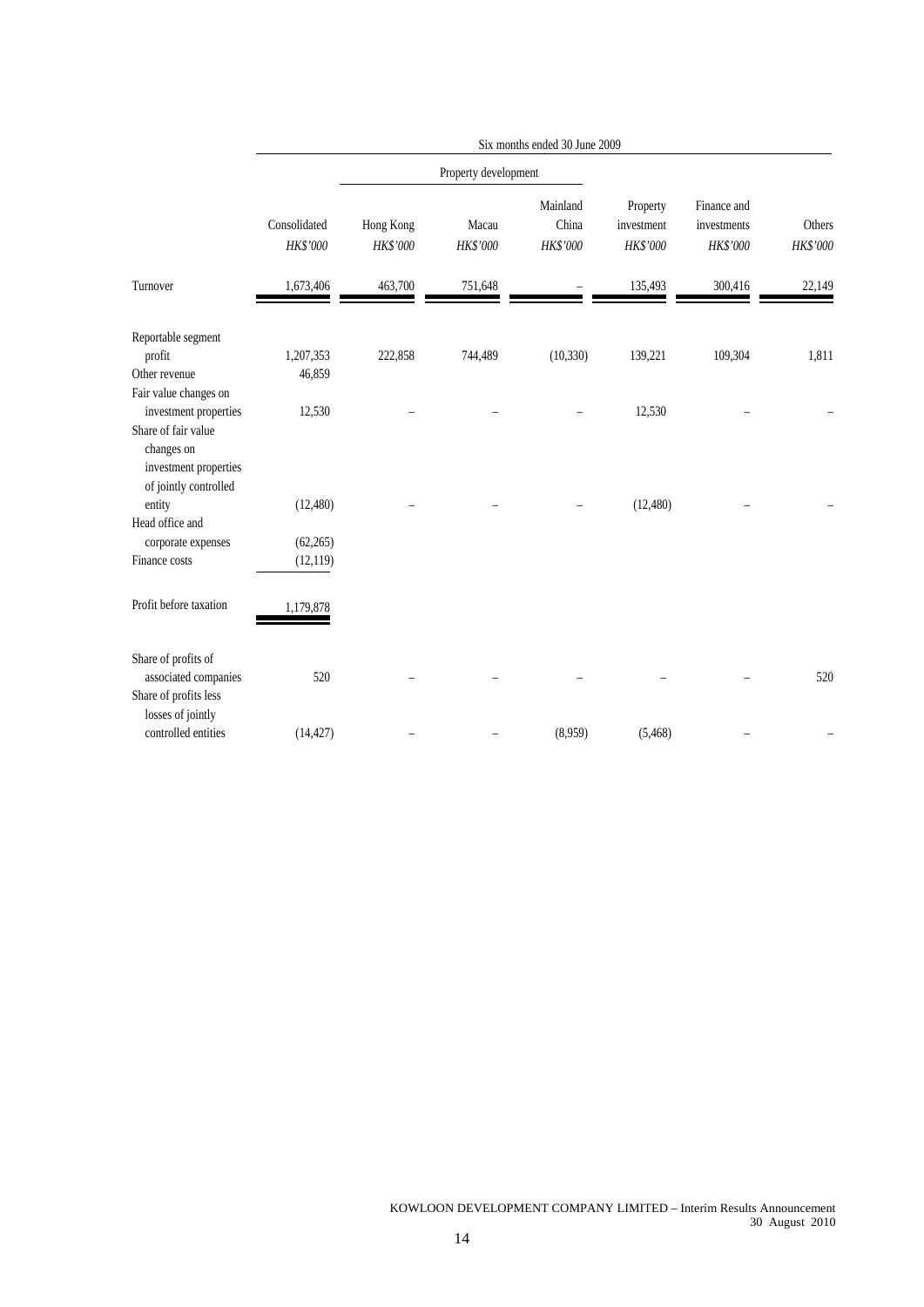| | Six months ended 30 June 2009 | | | | | | |
|---|---|---|---|---|---|---|---|
| | | Property development | | | | | |
| | Consolidated | Hong Kong | Macau | Mainland China | Property investment | Finance and investments | Others |
| | *HK$'000* | *HK$'000* | *HK$'000* | *HK$'000* | *HK$'000* | *HK$'000* | *HK$'000* |
| Turnover | 1,673,406 | 463,700 | 751,648 | – | 135,493 | 300,416 | 22,149 |
| Reportable segment profit | 1,207,353 | 222,858 | 744,489 | (10,330) | 139,221 | 109,304 | 1,811 |
| Other revenue | 46,859 | | | | | | |
| Fair value changes on investment properties | 12,530 | – | – | – | 12,530 | – | – |
| Share of fair value changes on investment properties of jointly controlled entity | (12,480) | – | – | – | (12,480) | – | – |
| Head office and corporate expenses | (62,265) | | | | | | |
| Finance costs | (12,119) | | | | | | |
| Profit before taxation | 1,179,878 | | | | | | |
| Share of profits of associated companies | 520 | – | – | – | – | – | 520 |
| Share of profits less losses of jointly controlled entities | (14,427) | – | – | (8,959) | (5,468) | – | – |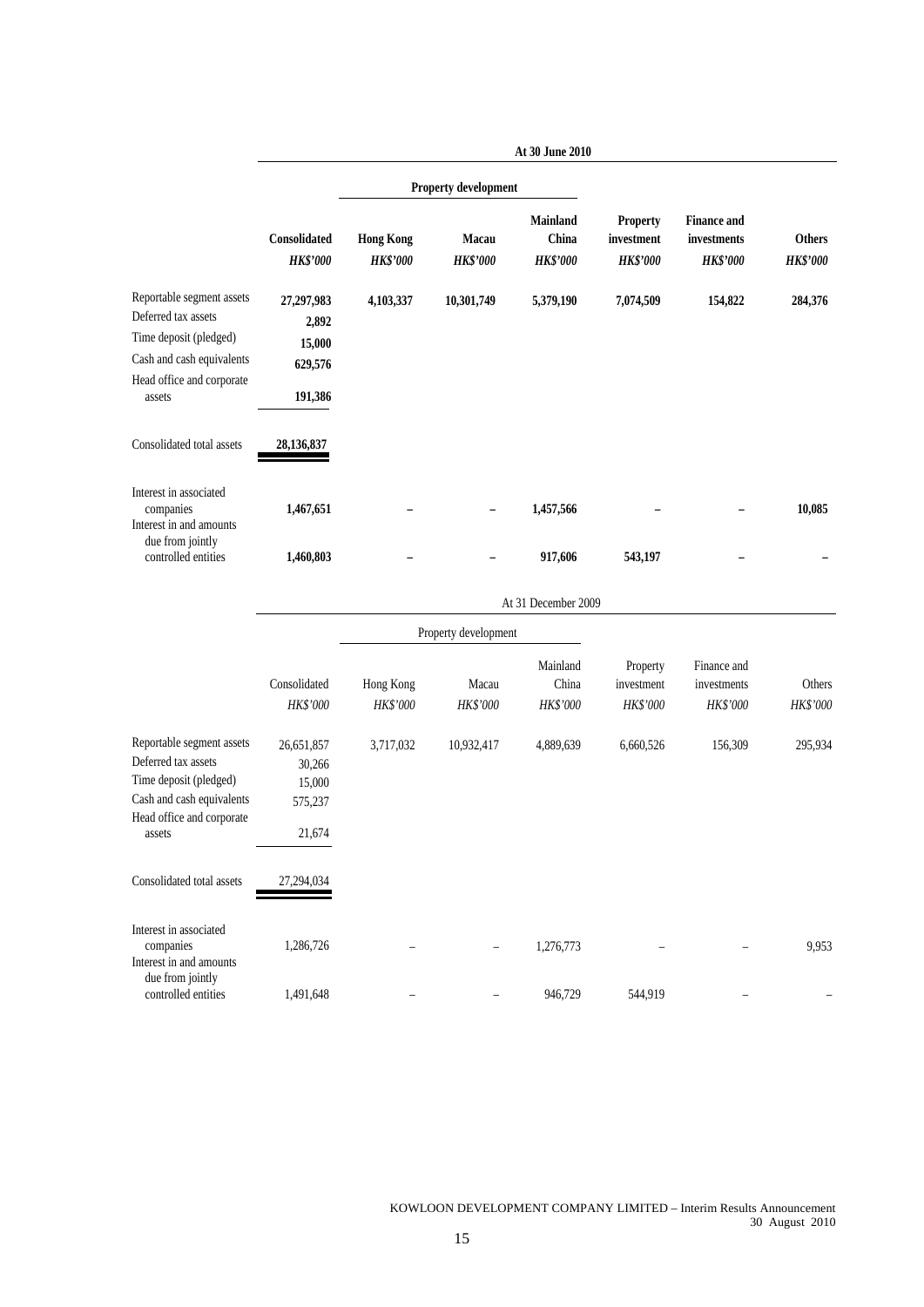| | At 30 June 2010 | | | | | | |
|---|---|---|---|---|---|---|---|
| | | Property development | | | | | |
| | **Consolidated** | **Hong Kong** | **Macau** | **Mainland China** | **Property investment** | **Finance and investments** | **Others** |
| | ***HK$'000*** | ***HK$'000*** | ***HK$'000*** | ***HK$'000*** | ***HK$'000*** | ***HK$'000*** | ***HK$'000*** |
| Reportable segment assets | **27,297,983** | **4,103,337** | **10,301,749** | **5,379,190** | **7,074,509** | **154,822** | **284,376** |
| Deferred tax assets | **2,892** | | | | | | |
| Time deposit (pledged) | **15,000** | | | | | | |
| Cash and cash equivalents | **629,576** | | | | | | |
| Head office and corporate assets | **191,386** | | | | | | |
| Consolidated total assets | **28,136,837** | | | | | | |
| Interest in associated companies | **1,467,651** | **–** | **–** | **1,457,566** | **–** | **–** | **10,085** |
| Interest in and amounts due from jointly controlled entities | **1,460,803** | **–** | **–** | **917,606** | **543,197** | **–** | **–** |

| | At 31 December 2009 | | | | | | |
|---|---|---|---|---|---|---|---|
| | | Property development | | | | | |
| | Consolidated | Hong Kong | Macau | Mainland China | Property investment | Finance and investments | Others |
| | *HK$'000* | *HK$'000* | *HK$'000* | *HK$'000* | *HK$'000* | *HK$'000* | *HK$'000* |
| Reportable segment assets | 26,651,857 | 3,717,032 | 10,932,417 | 4,889,639 | 6,660,526 | 156,309 | 295,934 |
| Deferred tax assets | 30,266 | | | | | | |
| Time deposit (pledged) | 15,000 | | | | | | |
| Cash and cash equivalents | 575,237 | | | | | | |
| Head office and corporate assets | 21,674 | | | | | | |
| Consolidated total assets | 27,294,034 | | | | | | |
| Interest in associated companies | 1,286,726 | – | – | 1,276,773 | – | – | 9,953 |
| Interest in and amounts due from jointly controlled entities | 1,491,648 | – | – | 946,729 | 544,919 | – | – |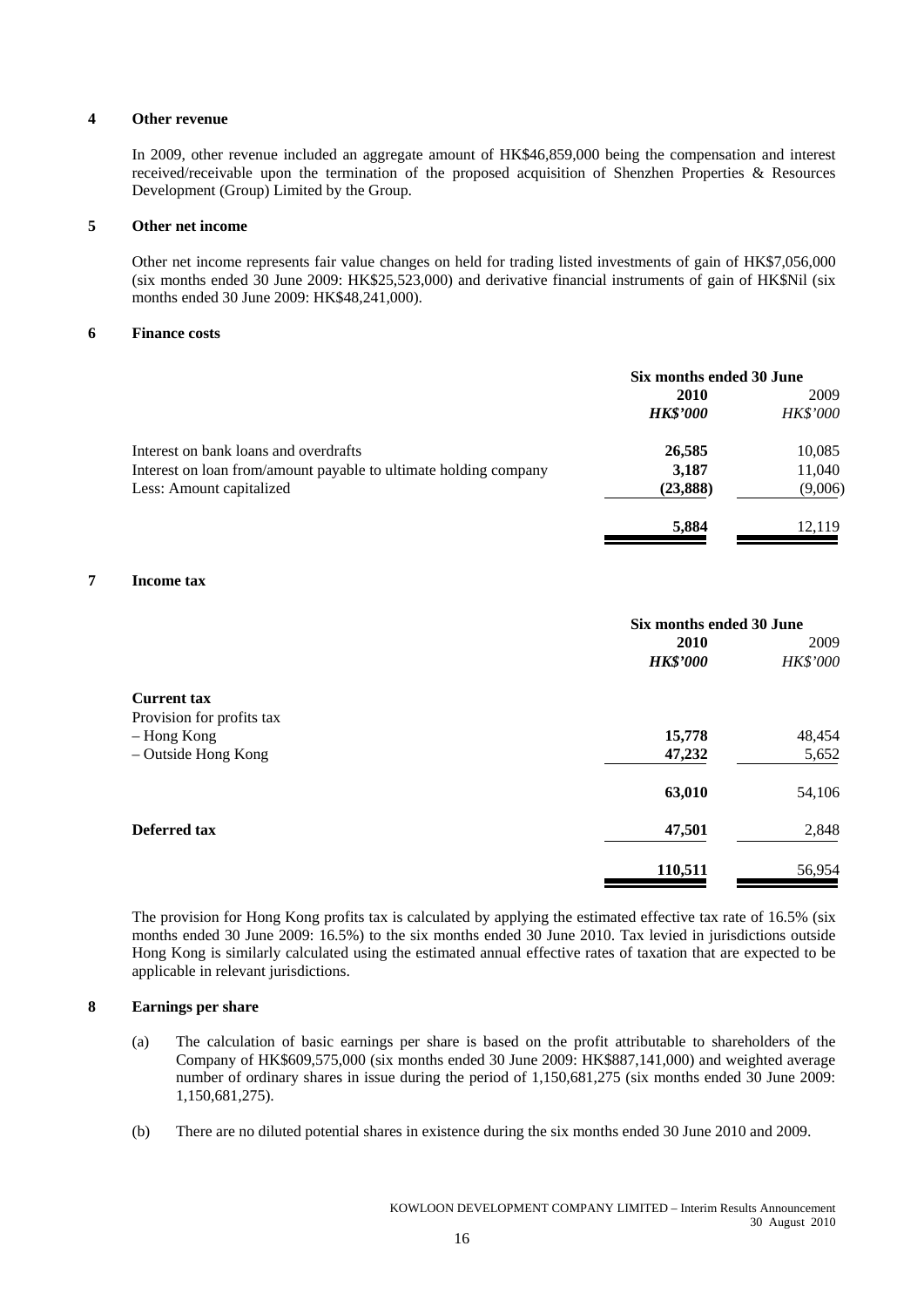## 4 Other revenue

In 2009, other revenue included an aggregate amount of HK$46,859,000 being the compensation and interest received/receivable upon the termination of the proposed acquisition of Shenzhen Properties & Resources Development (Group) Limited by the Group.

## 5 Other net income

Other net income represents fair value changes on held for trading listed investments of gain of HK$7,056,000 (six months ended 30 June 2009: HK$25,523,000) and derivative financial instruments of gain of HK$Nil (six months ended 30 June 2009: HK$48,241,000).

## 6 Finance costs

| | Six months ended 30 June | |
|---|---|---|
| | **2010** | 2009 |
| | ***HK$'000*** | *HK$'000* |
| Interest on bank loans and overdrafts | **26,585** | 10,085 |
| Interest on loan from/amount payable to ultimate holding company | **3,187** | 11,040 |
| Less: Amount capitalized | **(23,888)** | (9,006) |
| | **5,884** | 12,119 |

## 7 Income tax

| | Six months ended 30 June | |
|---|---|---|
| | **2010** | 2009 |
| | ***HK$'000*** | *HK$'000* |
| **Current tax** | | |
| Provision for profits tax | | |
| – Hong Kong | **15,778** | 48,454 |
| – Outside Hong Kong | **47,232** | 5,652 |
| | **63,010** | 54,106 |
| **Deferred tax** | **47,501** | 2,848 |
| | **110,511** | 56,954 |

The provision for Hong Kong profits tax is calculated by applying the estimated effective tax rate of 16.5% (six months ended 30 June 2009: 16.5%) to the six months ended 30 June 2010. Tax levied in jurisdictions outside Hong Kong is similarly calculated using the estimated annual effective rates of taxation that are expected to be applicable in relevant jurisdictions.

## 8 Earnings per share

(a) The calculation of basic earnings per share is based on the profit attributable to shareholders of the Company of HK$609,575,000 (six months ended 30 June 2009: HK$887,141,000) and weighted average number of ordinary shares in issue during the period of 1,150,681,275 (six months ended 30 June 2009: 1,150,681,275).

(b) There are no diluted potential shares in existence during the six months ended 30 June 2010 and 2009.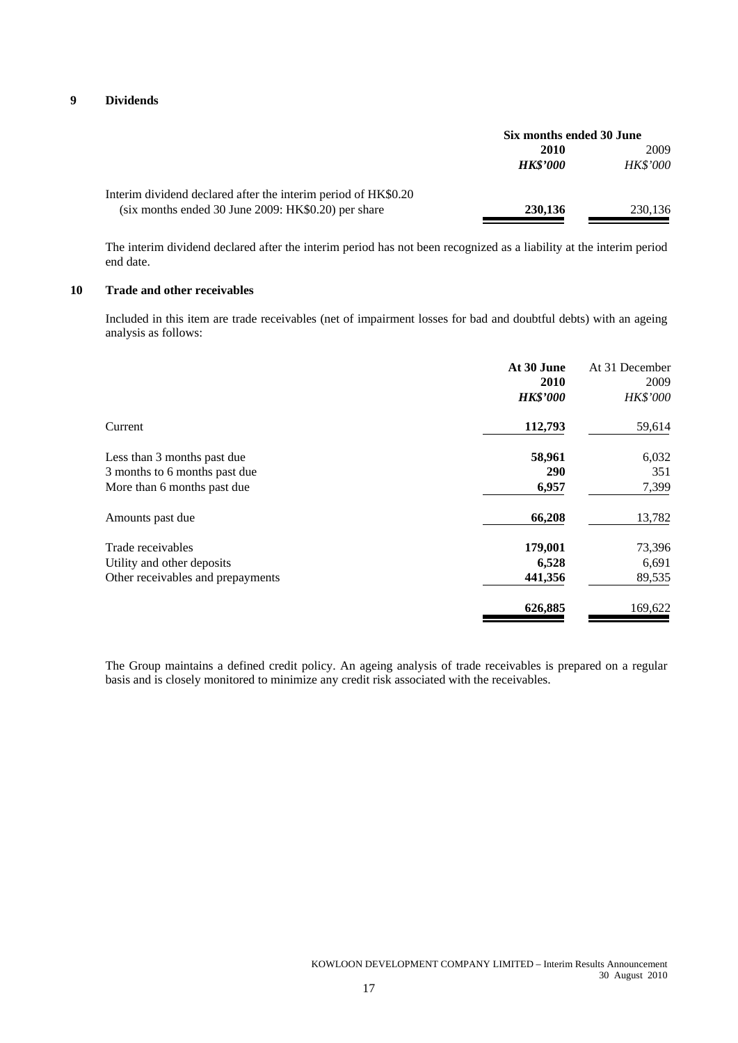## 9 Dividends

| | Six months ended 30 June | |
|---|---|---|
| | **2010** | 2009 |
| | ***HK$'000*** | *HK$'000* |
| Interim dividend declared after the interim period of HK$0.20 (six months ended 30 June 2009: HK$0.20) per share | **230,136** | 230,136 |

The interim dividend declared after the interim period has not been recognized as a liability at the interim period end date.

## 10 Trade and other receivables

Included in this item are trade receivables (net of impairment losses for bad and doubtful debts) with an ageing analysis as follows:

| | **At 30 June 2010** | At 31 December 2009 |
|---|---|---|
| | ***HK$'000*** | *HK$'000* |
| Current | **112,793** | 59,614 |
| Less than 3 months past due | **58,961** | 6,032 |
| 3 months to 6 months past due | **290** | 351 |
| More than 6 months past due | **6,957** | 7,399 |
| Amounts past due | **66,208** | 13,782 |
| Trade receivables | **179,001** | 73,396 |
| Utility and other deposits | **6,528** | 6,691 |
| Other receivables and prepayments | **441,356** | 89,535 |
| | **626,885** | 169,622 |

The Group maintains a defined credit policy. An ageing analysis of trade receivables is prepared on a regular basis and is closely monitored to minimize any credit risk associated with the receivables.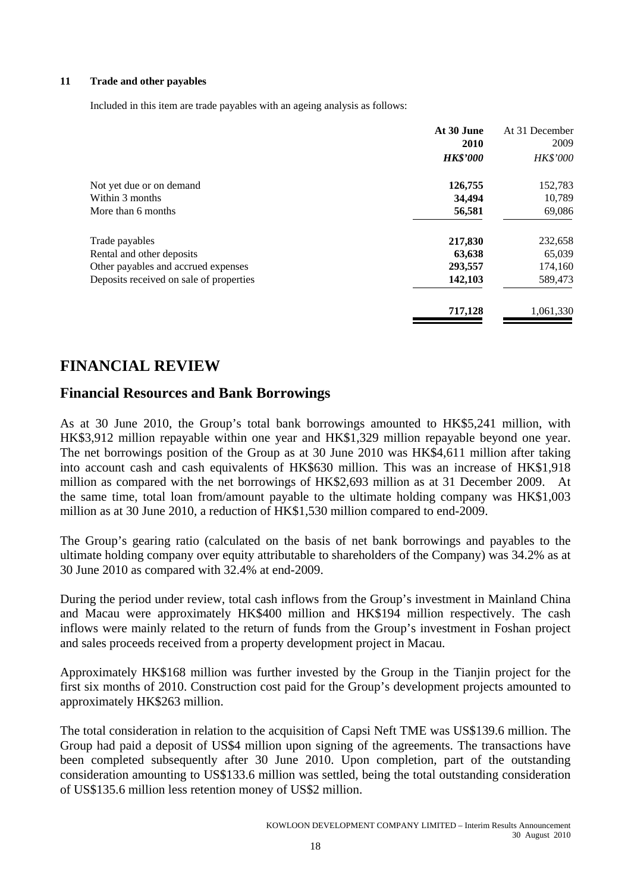**11 Trade and other payables**

Included in this item are trade payables with an ageing analysis as follows:

| | **At 30 June 2010** | At 31 December 2009 |
|---|---|---|
| | ***HK$'000*** | *HK$'000* |
| Not yet due or on demand | **126,755** | 152,783 |
| Within 3 months | **34,494** | 10,789 |
| More than 6 months | **56,581** | 69,086 |
| Trade payables | **217,830** | 232,658 |
| Rental and other deposits | **63,638** | 65,039 |
| Other payables and accrued expenses | **293,557** | 174,160 |
| Deposits received on sale of properties | **142,103** | 589,473 |
| | **717,128** | 1,061,330 |

# FINANCIAL REVIEW

## Financial Resources and Bank Borrowings

As at 30 June 2010, the Group's total bank borrowings amounted to HK$5,241 million, with HK$3,912 million repayable within one year and HK$1,329 million repayable beyond one year. The net borrowings position of the Group as at 30 June 2010 was HK$4,611 million after taking into account cash and cash equivalents of HK$630 million. This was an increase of HK$1,918 million as compared with the net borrowings of HK$2,693 million as at 31 December 2009. At the same time, total loan from/amount payable to the ultimate holding company was HK$1,003 million as at 30 June 2010, a reduction of HK$1,530 million compared to end-2009.

The Group's gearing ratio (calculated on the basis of net bank borrowings and payables to the ultimate holding company over equity attributable to shareholders of the Company) was 34.2% as at 30 June 2010 as compared with 32.4% at end-2009.

During the period under review, total cash inflows from the Group's investment in Mainland China and Macau were approximately HK$400 million and HK$194 million respectively. The cash inflows were mainly related to the return of funds from the Group's investment in Foshan project and sales proceeds received from a property development project in Macau.

Approximately HK$168 million was further invested by the Group in the Tianjin project for the first six months of 2010. Construction cost paid for the Group's development projects amounted to approximately HK$263 million.

The total consideration in relation to the acquisition of Capsi Neft TME was US$139.6 million. The Group had paid a deposit of US$4 million upon signing of the agreements. The transactions have been completed subsequently after 30 June 2010. Upon completion, part of the outstanding consideration amounting to US$133.6 million was settled, being the total outstanding consideration of US$135.6 million less retention money of US$2 million.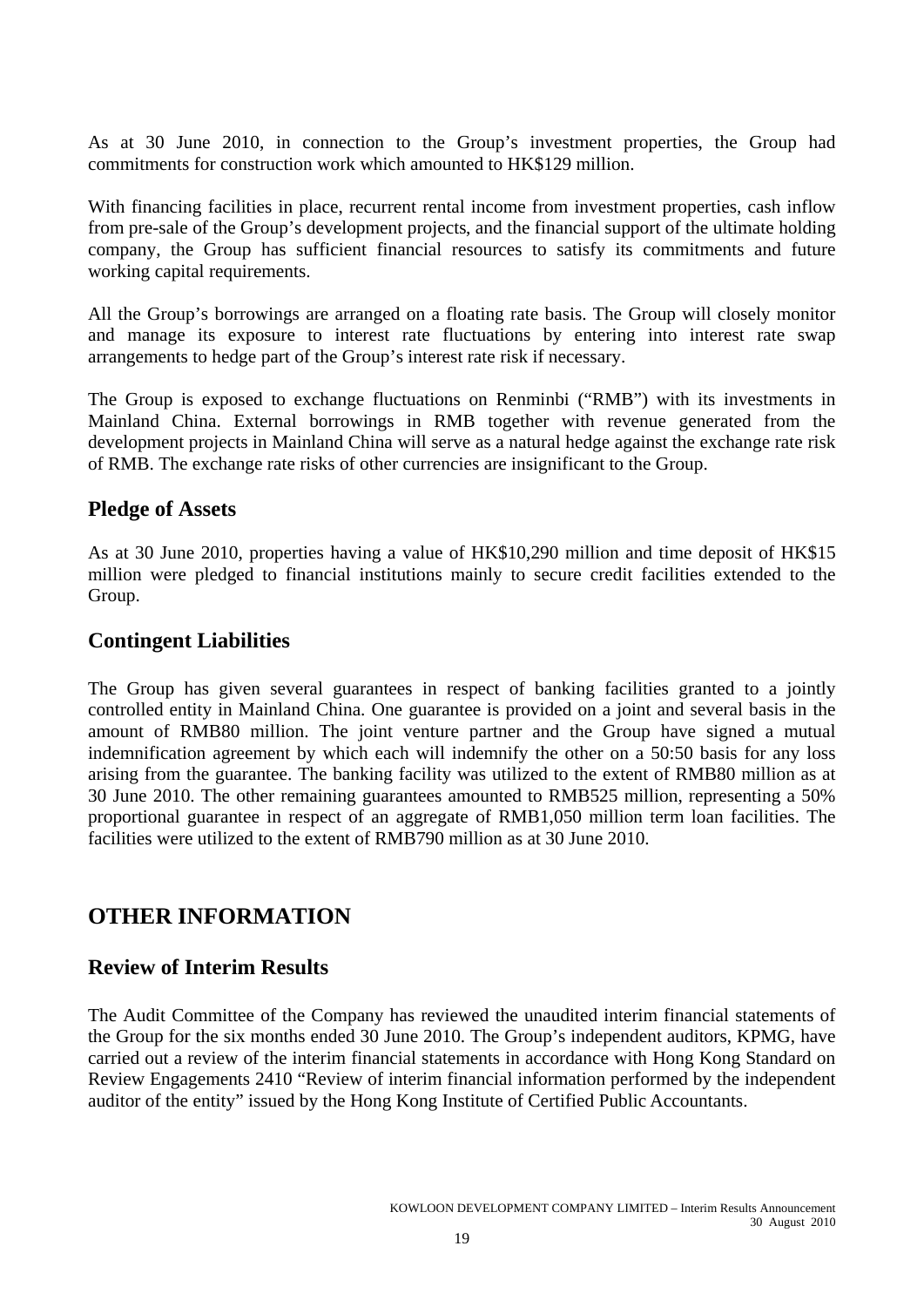As at 30 June 2010, in connection to the Group's investment properties, the Group had commitments for construction work which amounted to HK$129 million.

With financing facilities in place, recurrent rental income from investment properties, cash inflow from pre-sale of the Group's development projects, and the financial support of the ultimate holding company, the Group has sufficient financial resources to satisfy its commitments and future working capital requirements.

All the Group's borrowings are arranged on a floating rate basis. The Group will closely monitor and manage its exposure to interest rate fluctuations by entering into interest rate swap arrangements to hedge part of the Group's interest rate risk if necessary.

The Group is exposed to exchange fluctuations on Renminbi ("RMB") with its investments in Mainland China. External borrowings in RMB together with revenue generated from the development projects in Mainland China will serve as a natural hedge against the exchange rate risk of RMB. The exchange rate risks of other currencies are insignificant to the Group.

## Pledge of Assets

As at 30 June 2010, properties having a value of HK$10,290 million and time deposit of HK$15 million were pledged to financial institutions mainly to secure credit facilities extended to the Group.

## Contingent Liabilities

The Group has given several guarantees in respect of banking facilities granted to a jointly controlled entity in Mainland China. One guarantee is provided on a joint and several basis in the amount of RMB80 million. The joint venture partner and the Group have signed a mutual indemnification agreement by which each will indemnify the other on a 50:50 basis for any loss arising from the guarantee. The banking facility was utilized to the extent of RMB80 million as at 30 June 2010. The other remaining guarantees amounted to RMB525 million, representing a 50% proportional guarantee in respect of an aggregate of RMB1,050 million term loan facilities. The facilities were utilized to the extent of RMB790 million as at 30 June 2010.

# OTHER INFORMATION

## Review of Interim Results

The Audit Committee of the Company has reviewed the unaudited interim financial statements of the Group for the six months ended 30 June 2010. The Group's independent auditors, KPMG, have carried out a review of the interim financial statements in accordance with Hong Kong Standard on Review Engagements 2410 "Review of interim financial information performed by the independent auditor of the entity" issued by the Hong Kong Institute of Certified Public Accountants.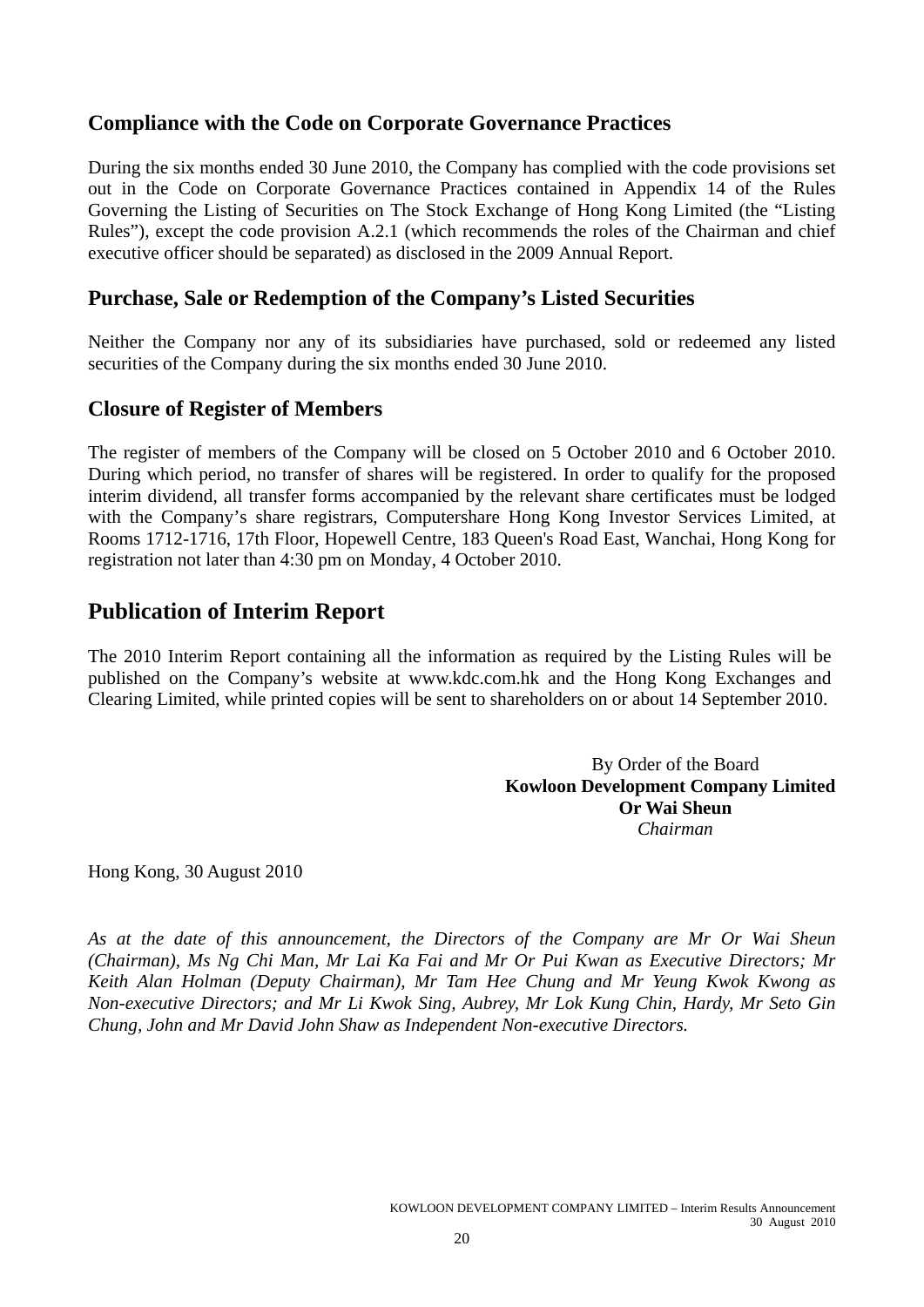## Compliance with the Code on Corporate Governance Practices

During the six months ended 30 June 2010, the Company has complied with the code provisions set out in the Code on Corporate Governance Practices contained in Appendix 14 of the Rules Governing the Listing of Securities on The Stock Exchange of Hong Kong Limited (the "Listing Rules"), except the code provision A.2.1 (which recommends the roles of the Chairman and chief executive officer should be separated) as disclosed in the 2009 Annual Report.

## Purchase, Sale or Redemption of the Company's Listed Securities

Neither the Company nor any of its subsidiaries have purchased, sold or redeemed any listed securities of the Company during the six months ended 30 June 2010.

## Closure of Register of Members

The register of members of the Company will be closed on 5 October 2010 and 6 October 2010. During which period, no transfer of shares will be registered. In order to qualify for the proposed interim dividend, all transfer forms accompanied by the relevant share certificates must be lodged with the Company's share registrars, Computershare Hong Kong Investor Services Limited, at Rooms 1712-1716, 17th Floor, Hopewell Centre, 183 Queen's Road East, Wanchai, Hong Kong for registration not later than 4:30 pm on Monday, 4 October 2010.

# Publication of Interim Report

The 2010 Interim Report containing all the information as required by the Listing Rules will be published on the Company's website at www.kdc.com.hk and the Hong Kong Exchanges and Clearing Limited, while printed copies will be sent to shareholders on or about 14 September 2010.

By Order of the Board
**Kowloon Development Company Limited**
**Or Wai Sheun**
*Chairman*

Hong Kong, 30 August 2010

*As at the date of this announcement, the Directors of the Company are Mr Or Wai Sheun (Chairman), Ms Ng Chi Man, Mr Lai Ka Fai and Mr Or Pui Kwan as Executive Directors; Mr Keith Alan Holman (Deputy Chairman), Mr Tam Hee Chung and Mr Yeung Kwok Kwong as Non-executive Directors; and Mr Li Kwok Sing, Aubrey, Mr Lok Kung Chin, Hardy, Mr Seto Gin Chung, John and Mr David John Shaw as Independent Non-executive Directors.*